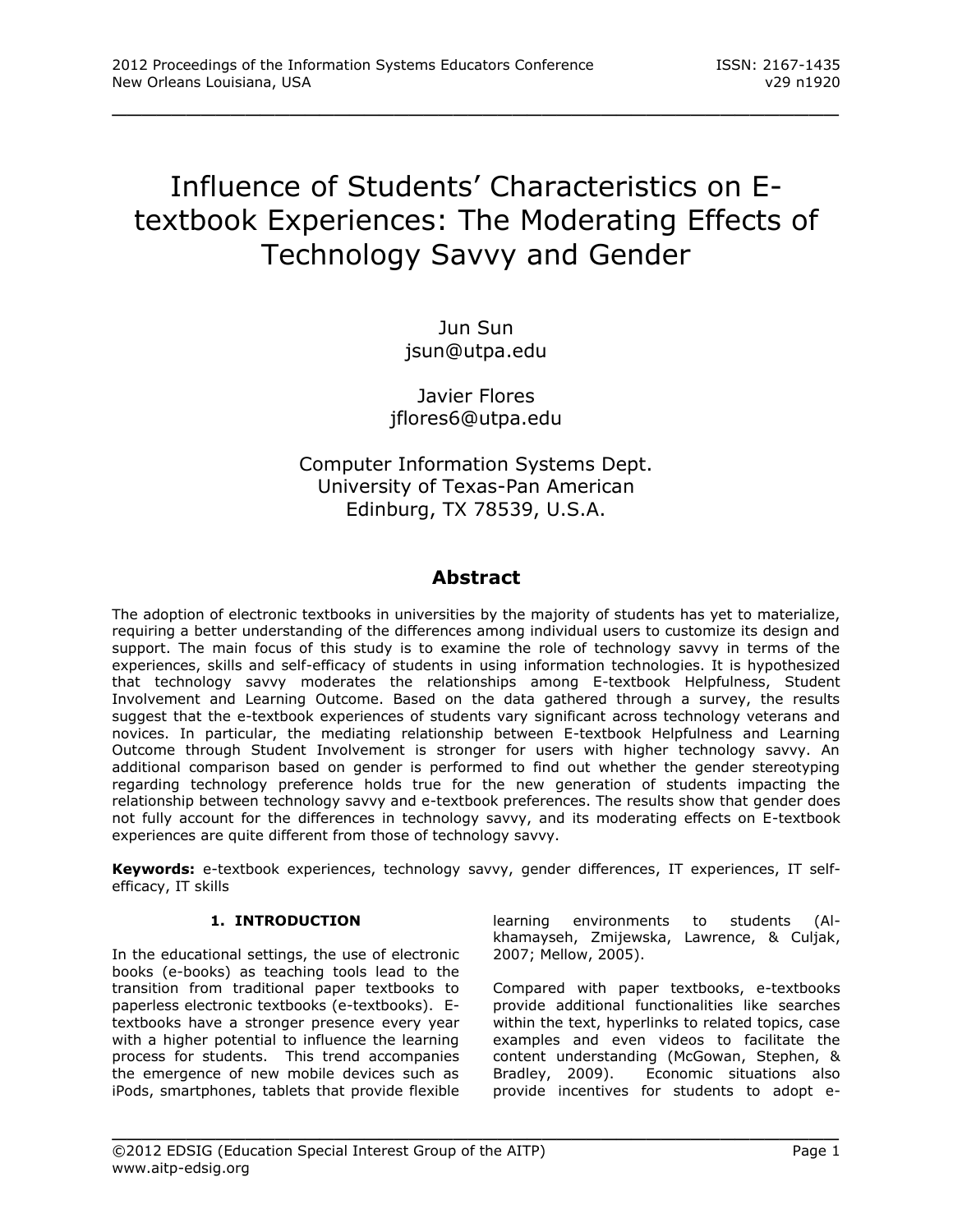# Influence of Students' Characteristics on E-textbook Experiences: The Moderating Effects of Technology Savvy and Gender

Jun Sun
jsun@utpa.edu

Javier Flores
jflores6@utpa.edu

Computer Information Systems Dept.
University of Texas-Pan American
Edinburg, TX 78539, U.S.A.

## Abstract

The adoption of electronic textbooks in universities by the majority of students has yet to materialize, requiring a better understanding of the differences among individual users to customize its design and support. The main focus of this study is to examine the role of technology savvy in terms of the experiences, skills and self-efficacy of students in using information technologies. It is hypothesized that technology savvy moderates the relationships among E-textbook Helpfulness, Student Involvement and Learning Outcome. Based on the data gathered through a survey, the results suggest that the e-textbook experiences of students vary significant across technology veterans and novices. In particular, the mediating relationship between E-textbook Helpfulness and Learning Outcome through Student Involvement is stronger for users with higher technology savvy. An additional comparison based on gender is performed to find out whether the gender stereotyping regarding technology preference holds true for the new generation of students impacting the relationship between technology savvy and e-textbook preferences. The results show that gender does not fully account for the differences in technology savvy, and its moderating effects on E-textbook experiences are quite different from those of technology savvy.

**Keywords:** e-textbook experiences, technology savvy, gender differences, IT experiences, IT self-efficacy, IT skills

## 1. INTRODUCTION

In the educational settings, the use of electronic books (e-books) as teaching tools lead to the transition from traditional paper textbooks to paperless electronic textbooks (e-textbooks). E-textbooks have a stronger presence every year with a higher potential to influence the learning process for students. This trend accompanies the emergence of new mobile devices such as iPods, smartphones, tablets that provide flexible learning environments to students (Al-khamayseh, Zmijewska, Lawrence, & Culjak, 2007; Mellow, 2005).

Compared with paper textbooks, e-textbooks provide additional functionalities like searches within the text, hyperlinks to related topics, case examples and even videos to facilitate the content understanding (McGowan, Stephen, & Bradley, 2009). Economic situations also provide incentives for students to adopt e-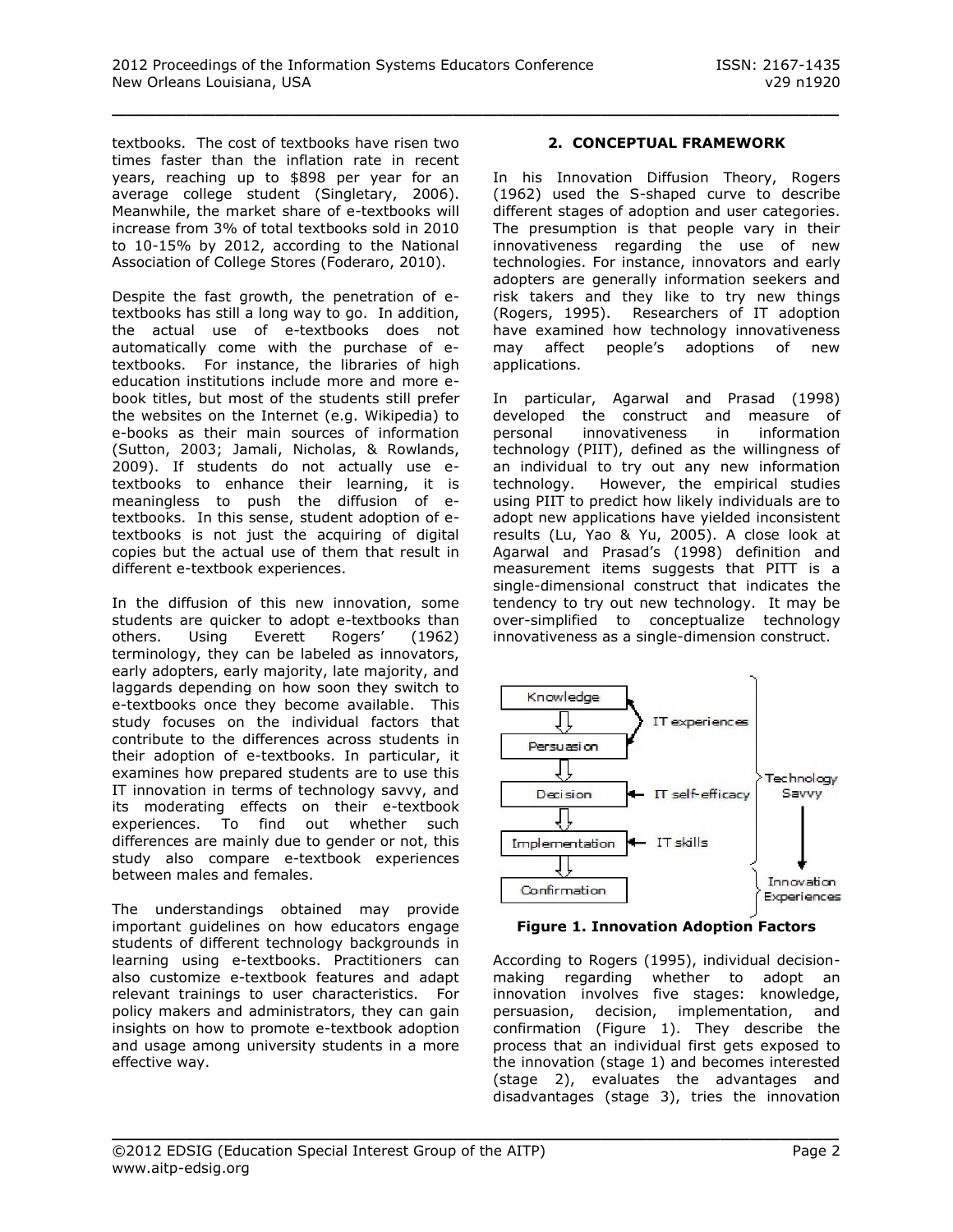textbooks. The cost of textbooks have risen two times faster than the inflation rate in recent years, reaching up to $898 per year for an average college student (Singletary, 2006). Meanwhile, the market share of e-textbooks will increase from 3% of total textbooks sold in 2010 to 10-15% by 2012, according to the National Association of College Stores (Foderaro, 2010).

Despite the fast growth, the penetration of e-textbooks has still a long way to go. In addition, the actual use of e-textbooks does not automatically come with the purchase of e-textbooks. For instance, the libraries of high education institutions include more and more e-book titles, but most of the students still prefer the websites on the Internet (e.g. Wikipedia) to e-books as their main sources of information (Sutton, 2003; Jamali, Nicholas, & Rowlands, 2009). If students do not actually use e-textbooks to enhance their learning, it is meaningless to push the diffusion of e-textbooks. In this sense, student adoption of e-textbooks is not just the acquiring of digital copies but the actual use of them that result in different e-textbook experiences.

In the diffusion of this new innovation, some students are quicker to adopt e-textbooks than others. Using Everett Rogers' (1962) terminology, they can be labeled as innovators, early adopters, early majority, late majority, and laggards depending on how soon they switch to e-textbooks once they become available. This study focuses on the individual factors that contribute to the differences across students in their adoption of e-textbooks. In particular, it examines how prepared students are to use this IT innovation in terms of technology savvy, and its moderating effects on their e-textbook experiences. To find out whether such differences are mainly due to gender or not, this study also compare e-textbook experiences between males and females.

The understandings obtained may provide important guidelines on how educators engage students of different technology backgrounds in learning using e-textbooks. Practitioners can also customize e-textbook features and adapt relevant trainings to user characteristics. For policy makers and administrators, they can gain insights on how to promote e-textbook adoption and usage among university students in a more effective way.

## 2. CONCEPTUAL FRAMEWORK

In his Innovation Diffusion Theory, Rogers (1962) used the S-shaped curve to describe different stages of adoption and user categories. The presumption is that people vary in their innovativeness regarding the use of new technologies. For instance, innovators and early adopters are generally information seekers and risk takers and they like to try new things (Rogers, 1995). Researchers of IT adoption have examined how technology innovativeness may affect people's adoptions of new applications.

In particular, Agarwal and Prasad (1998) developed the construct and measure of personal innovativeness in information technology (PIIT), defined as the willingness of an individual to try out any new information technology. However, the empirical studies using PIIT to predict how likely individuals are to adopt new applications have yielded inconsistent results (Lu, Yao & Yu, 2005). A close look at Agarwal and Prasad's (1998) definition and measurement items suggests that PITT is a single-dimensional construct that indicates the tendency to try out new technology. It may be over-simplified to conceptualize technology innovativeness as a single-dimension construct.

Knowledge → Persuasion → Decision → Implementation → Confirmation

IT experiences (Knowledge, Persuasion); IT self-efficacy (Decision); IT skills (Implementation) — Technology Savvy → Innovation Experiences (Confirmation)

**Figure 1. Innovation Adoption Factors**

According to Rogers (1995), individual decision-making regarding whether to adopt an innovation involves five stages: knowledge, persuasion, decision, implementation, and confirmation (Figure 1). They describe the process that an individual first gets exposed to the innovation (stage 1) and becomes interested (stage 2), evaluates the advantages and disadvantages (stage 3), tries the innovation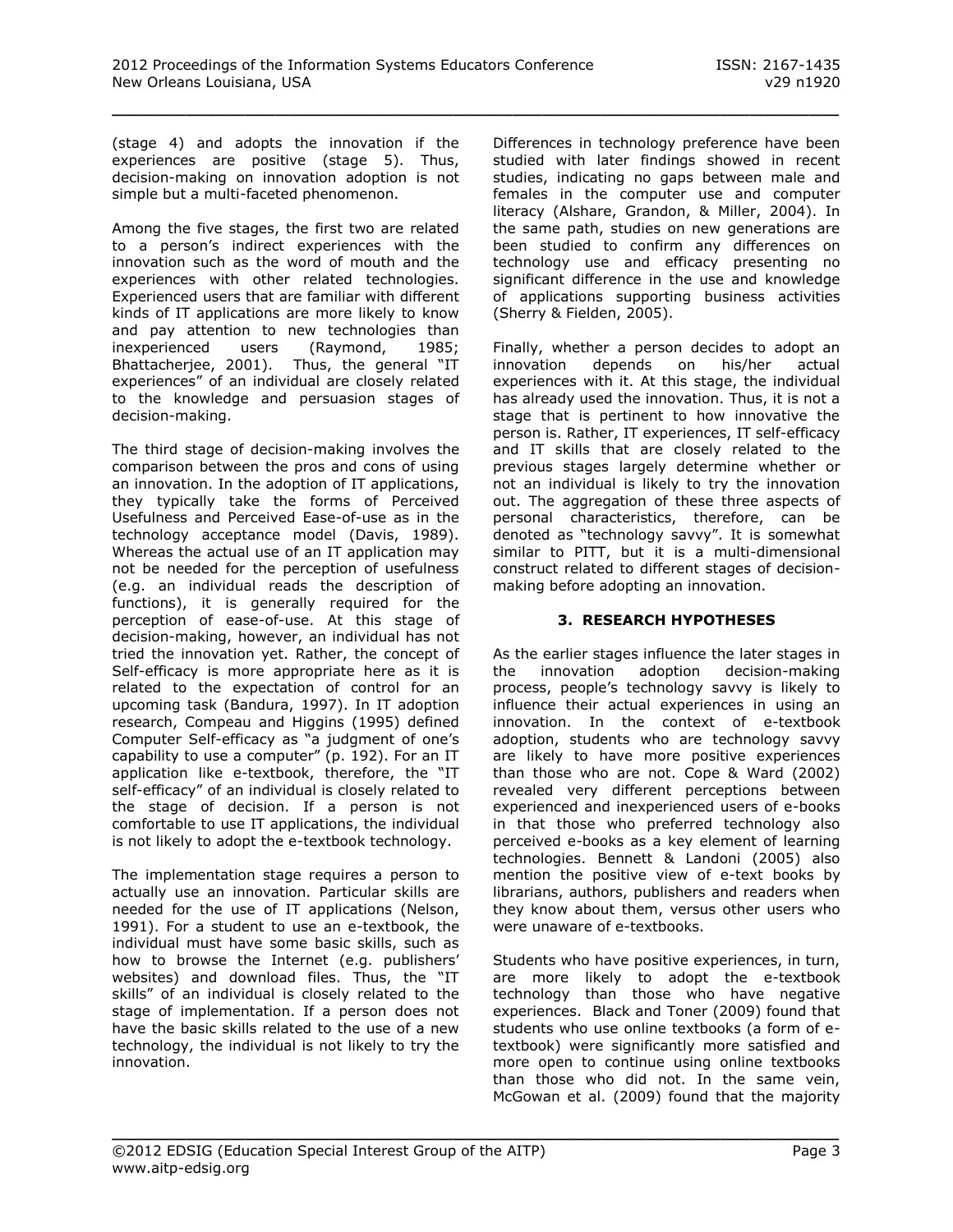(stage 4) and adopts the innovation if the experiences are positive (stage 5). Thus, decision-making on innovation adoption is not simple but a multi-faceted phenomenon.

Among the five stages, the first two are related to a person's indirect experiences with the innovation such as the word of mouth and the experiences with other related technologies. Experienced users that are familiar with different kinds of IT applications are more likely to know and pay attention to new technologies than inexperienced users (Raymond, 1985; Bhattacherjee, 2001). Thus, the general "IT experiences" of an individual are closely related to the knowledge and persuasion stages of decision-making.

The third stage of decision-making involves the comparison between the pros and cons of using an innovation. In the adoption of IT applications, they typically take the forms of Perceived Usefulness and Perceived Ease-of-use as in the technology acceptance model (Davis, 1989). Whereas the actual use of an IT application may not be needed for the perception of usefulness (e.g. an individual reads the description of functions), it is generally required for the perception of ease-of-use. At this stage of decision-making, however, an individual has not tried the innovation yet. Rather, the concept of Self-efficacy is more appropriate here as it is related to the expectation of control for an upcoming task (Bandura, 1997). In IT adoption research, Compeau and Higgins (1995) defined Computer Self-efficacy as "a judgment of one's capability to use a computer" (p. 192). For an IT application like e-textbook, therefore, the "IT self-efficacy" of an individual is closely related to the stage of decision. If a person is not comfortable to use IT applications, the individual is not likely to adopt the e-textbook technology.

The implementation stage requires a person to actually use an innovation. Particular skills are needed for the use of IT applications (Nelson, 1991). For a student to use an e-textbook, the individual must have some basic skills, such as how to browse the Internet (e.g. publishers' websites) and download files. Thus, the "IT skills" of an individual is closely related to the stage of implementation. If a person does not have the basic skills related to the use of a new technology, the individual is not likely to try the innovation.

Differences in technology preference have been studied with later findings showed in recent studies, indicating no gaps between male and females in the computer use and computer literacy (Alshare, Grandon, & Miller, 2004). In the same path, studies on new generations are been studied to confirm any differences on technology use and efficacy presenting no significant difference in the use and knowledge of applications supporting business activities (Sherry & Fielden, 2005).

Finally, whether a person decides to adopt an innovation depends on his/her actual experiences with it. At this stage, the individual has already used the innovation. Thus, it is not a stage that is pertinent to how innovative the person is. Rather, IT experiences, IT self-efficacy and IT skills that are closely related to the previous stages largely determine whether or not an individual is likely to try the innovation out. The aggregation of these three aspects of personal characteristics, therefore, can be denoted as "technology savvy". It is somewhat similar to PITT, but it is a multi-dimensional construct related to different stages of decision-making before adopting an innovation.

## 3. RESEARCH HYPOTHESES

As the earlier stages influence the later stages in the innovation adoption decision-making process, people's technology savvy is likely to influence their actual experiences in using an innovation. In the context of e-textbook adoption, students who are technology savvy are likely to have more positive experiences than those who are not. Cope & Ward (2002) revealed very different perceptions between experienced and inexperienced users of e-books in that those who preferred technology also perceived e-books as a key element of learning technologies. Bennett & Landoni (2005) also mention the positive view of e-text books by librarians, authors, publishers and readers when they know about them, versus other users who were unaware of e-textbooks.

Students who have positive experiences, in turn, are more likely to adopt the e-textbook technology than those who have negative experiences. Black and Toner (2009) found that students who use online textbooks (a form of e-textbook) were significantly more satisfied and more open to continue using online textbooks than those who did not. In the same vein, McGowan et al. (2009) found that the majority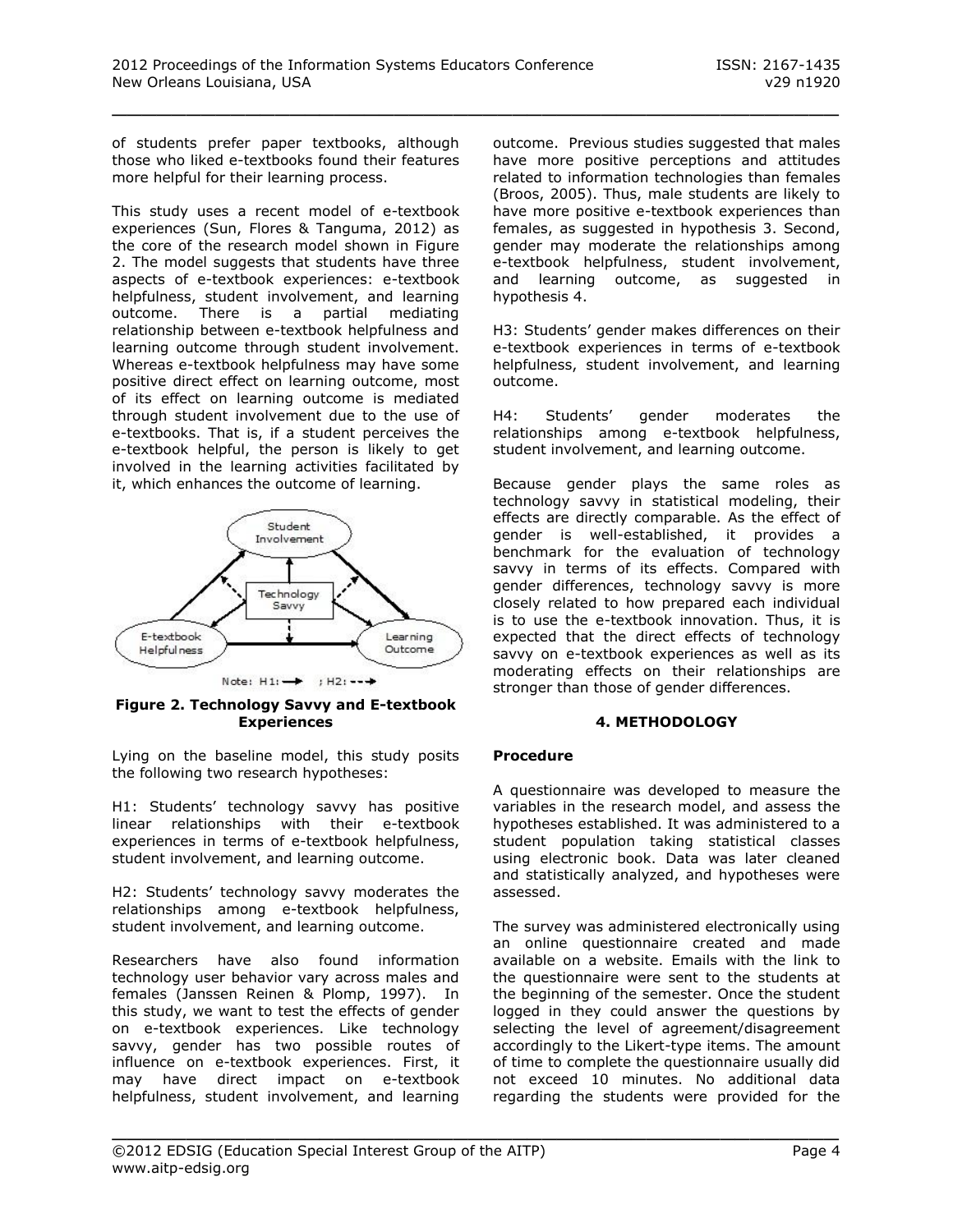of students prefer paper textbooks, although those who liked e-textbooks found their features more helpful for their learning process.

This study uses a recent model of e-textbook experiences (Sun, Flores & Tanguma, 2012) as the core of the research model shown in Figure 2. The model suggests that students have three aspects of e-textbook experiences: e-textbook helpfulness, student involvement, and learning outcome. There is a partial mediating relationship between e-textbook helpfulness and learning outcome through student involvement. Whereas e-textbook helpfulness may have some positive direct effect on learning outcome, most of its effect on learning outcome is mediated through student involvement due to the use of e-textbooks. That is, if a student perceives the e-textbook helpful, the person is likely to get involved in the learning activities facilitated by it, which enhances the outcome of learning.

**Figure 2. Technology Savvy and E-textbook Experiences**

Lying on the baseline model, this study posits the following two research hypotheses:

H1: Students' technology savvy has positive linear relationships with their e-textbook experiences in terms of e-textbook helpfulness, student involvement, and learning outcome.

H2: Students' technology savvy moderates the relationships among e-textbook helpfulness, student involvement, and learning outcome.

Researchers have also found information technology user behavior vary across males and females (Janssen Reinen & Plomp, 1997). In this study, we want to test the effects of gender on e-textbook experiences. Like technology savvy, gender has two possible routes of influence on e-textbook experiences. First, it may have direct impact on e-textbook helpfulness, student involvement, and learning outcome. Previous studies suggested that males have more positive perceptions and attitudes related to information technologies than females (Broos, 2005). Thus, male students are likely to have more positive e-textbook experiences than females, as suggested in hypothesis 3. Second, gender may moderate the relationships among e-textbook helpfulness, student involvement, and learning outcome, as suggested in hypothesis 4.

H3: Students' gender makes differences on their e-textbook experiences in terms of e-textbook helpfulness, student involvement, and learning outcome.

H4: Students' gender moderates the relationships among e-textbook helpfulness, student involvement, and learning outcome.

Because gender plays the same roles as technology savvy in statistical modeling, their effects are directly comparable. As the effect of gender is well-established, it provides a benchmark for the evaluation of technology savvy in terms of its effects. Compared with gender differences, technology savvy is more closely related to how prepared each individual is to use the e-textbook innovation. Thus, it is expected that the direct effects of technology savvy on e-textbook experiences as well as its moderating effects on their relationships are stronger than those of gender differences.

## 4. METHODOLOGY

**Procedure**

A questionnaire was developed to measure the variables in the research model, and assess the hypotheses established. It was administered to a student population taking statistical classes using electronic book. Data was later cleaned and statistically analyzed, and hypotheses were assessed.

The survey was administered electronically using an online questionnaire created and made available on a website. Emails with the link to the questionnaire were sent to the students at the beginning of the semester. Once the student logged in they could answer the questions by selecting the level of agreement/disagreement accordingly to the Likert-type items. The amount of time to complete the questionnaire usually did not exceed 10 minutes. No additional data regarding the students were provided for the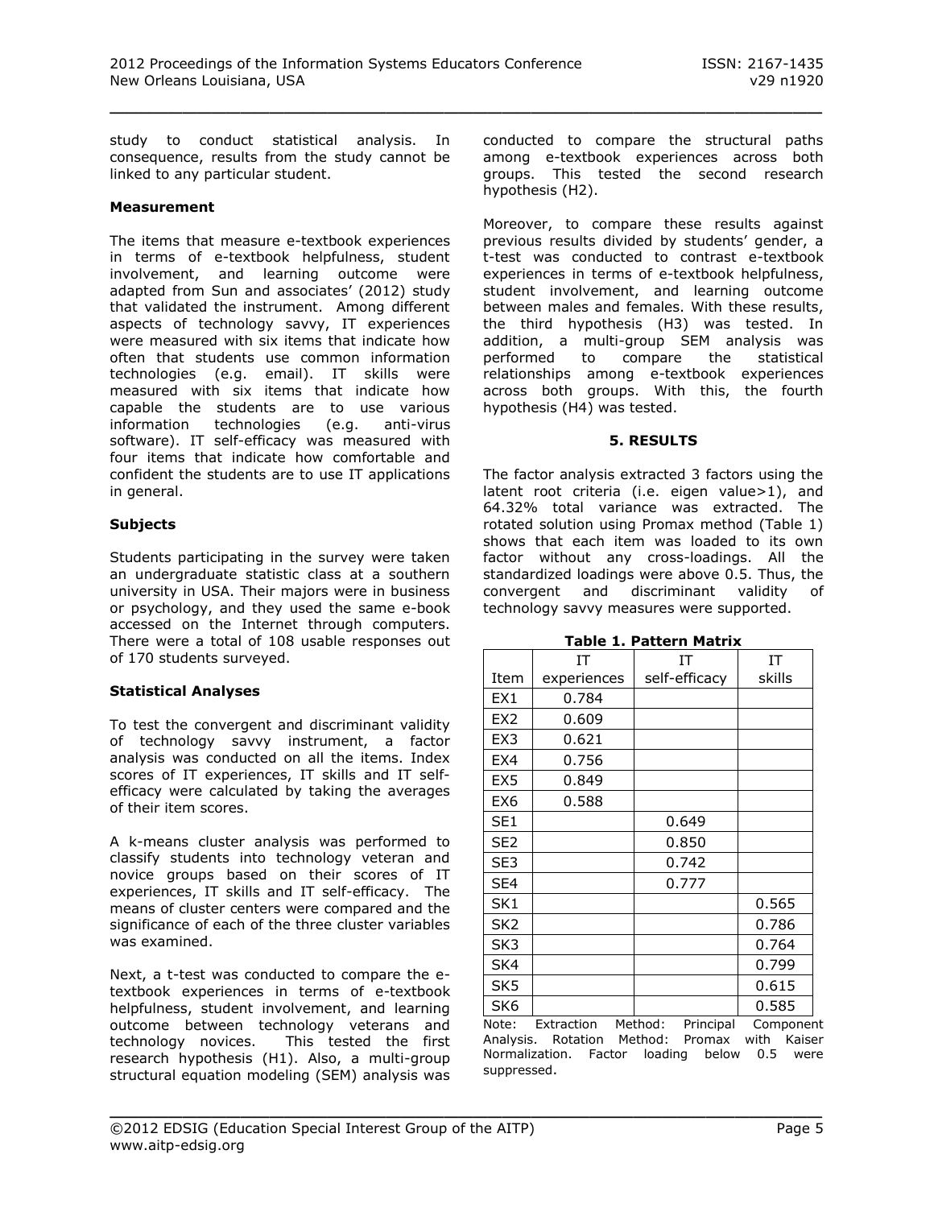study to conduct statistical analysis. In consequence, results from the study cannot be linked to any particular student.

### Measurement

The items that measure e-textbook experiences in terms of e-textbook helpfulness, student involvement, and learning outcome were adapted from Sun and associates' (2012) study that validated the instrument. Among different aspects of technology savvy, IT experiences were measured with six items that indicate how often that students use common information technologies (e.g. email). IT skills were measured with six items that indicate how capable the students are to use various information technologies (e.g. anti-virus software). IT self-efficacy was measured with four items that indicate how comfortable and confident the students are to use IT applications in general.

### Subjects

Students participating in the survey were taken an undergraduate statistic class at a southern university in USA. Their majors were in business or psychology, and they used the same e-book accessed on the Internet through computers. There were a total of 108 usable responses out of 170 students surveyed.

### Statistical Analyses

To test the convergent and discriminant validity of technology savvy instrument, a factor analysis was conducted on all the items. Index scores of IT experiences, IT skills and IT self-efficacy were calculated by taking the averages of their item scores.

A k-means cluster analysis was performed to classify students into technology veteran and novice groups based on their scores of IT experiences, IT skills and IT self-efficacy. The means of cluster centers were compared and the significance of each of the three cluster variables was examined.

Next, a t-test was conducted to compare the e-textbook experiences in terms of e-textbook helpfulness, student involvement, and learning outcome between technology veterans and technology novices. This tested the first research hypothesis (H1). Also, a multi-group structural equation modeling (SEM) analysis was conducted to compare the structural paths among e-textbook experiences across both groups. This tested the second research hypothesis (H2).

Moreover, to compare these results against previous results divided by students' gender, a t-test was conducted to contrast e-textbook experiences in terms of e-textbook helpfulness, student involvement, and learning outcome between males and females. With these results, the third hypothesis (H3) was tested. In addition, a multi-group SEM analysis was performed to compare the statistical relationships among e-textbook experiences across both groups. With this, the fourth hypothesis (H4) was tested.

## 5. RESULTS

The factor analysis extracted 3 factors using the latent root criteria (i.e. eigen value>1), and 64.32% total variance was extracted. The rotated solution using Promax method (Table 1) shows that each item was loaded to its own factor without any cross-loadings. All the standardized loadings were above 0.5. Thus, the convergent and discriminant validity of technology savvy measures were supported.

**Table 1. Pattern Matrix**

| Item | IT experiences | IT self-efficacy | IT skills |
|---|---|---|---|
| EX1 | 0.784 | | |
| EX2 | 0.609 | | |
| EX3 | 0.621 | | |
| EX4 | 0.756 | | |
| EX5 | 0.849 | | |
| EX6 | 0.588 | | |
| SE1 | | 0.649 | |
| SE2 | | 0.850 | |
| SE3 | | 0.742 | |
| SE4 | | 0.777 | |
| SK1 | | | 0.565 |
| SK2 | | | 0.786 |
| SK3 | | | 0.764 |
| SK4 | | | 0.799 |
| SK5 | | | 0.615 |
| SK6 | | | 0.585 |

Note: Extraction Method: Principal Component Analysis. Rotation Method: Promax with Kaiser Normalization. Factor loading below 0.5 were suppressed.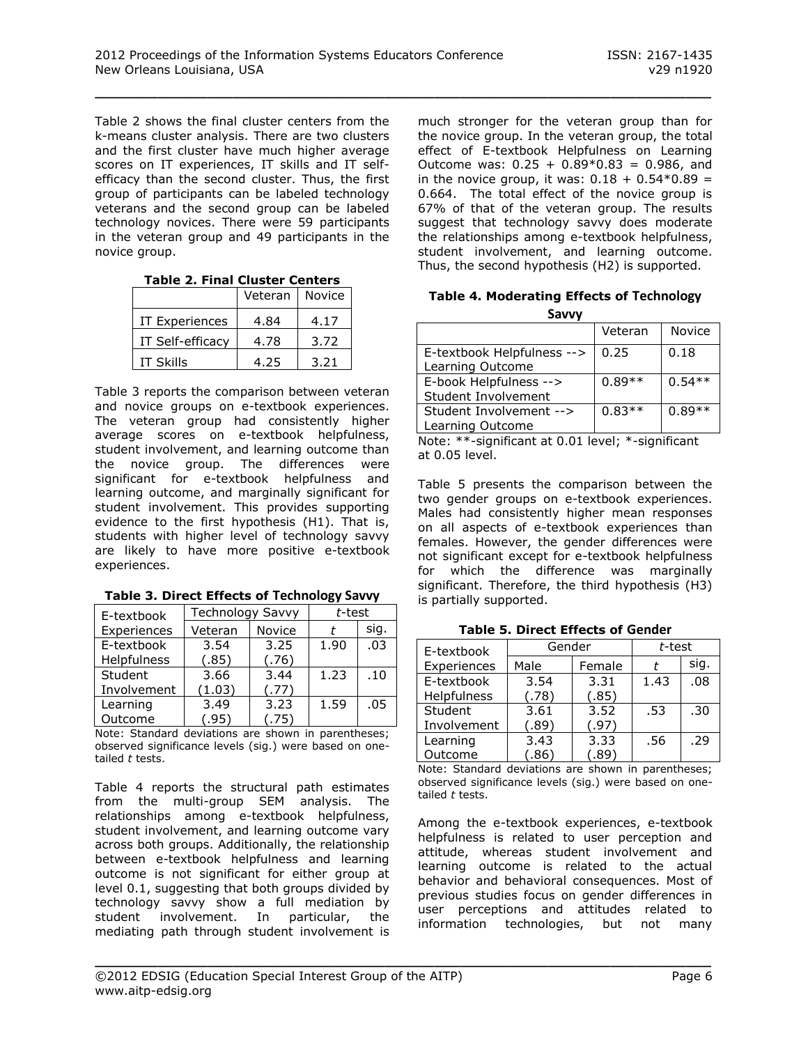Table 2 shows the final cluster centers from the k-means cluster analysis. There are two clusters and the first cluster have much higher average scores on IT experiences, IT skills and IT self-efficacy than the second cluster. Thus, the first group of participants can be labeled technology veterans and the second group can be labeled technology novices. There were 59 participants in the veteran group and 49 participants in the novice group.

**Table 2. Final Cluster Centers**

| | Veteran | Novice |
|---|---|---|
| IT Experiences | 4.84 | 4.17 |
| IT Self-efficacy | 4.78 | 3.72 |
| IT Skills | 4.25 | 3.21 |

Table 3 reports the comparison between veteran and novice groups on e-textbook experiences. The veteran group had consistently higher average scores on e-textbook helpfulness, student involvement, and learning outcome than the novice group. The differences were significant for e-textbook helpfulness and learning outcome, and marginally significant for student involvement. This provides supporting evidence to the first hypothesis (H1). That is, students with higher level of technology savvy are likely to have more positive e-textbook experiences.

**Table 3. Direct Effects of Technology Savvy**

| E-textbook Experiences | Technology Savvy | | *t*-test | |
|---|---|---|---|---|
| | Veteran | Novice | *t* | sig. |
| E-textbook Helpfulness | 3.54 (.85) | 3.25 (.76) | 1.90 | .03 |
| Student Involvement | 3.66 (1.03) | 3.44 (.77) | 1.23 | .10 |
| Learning Outcome | 3.49 (.95) | 3.23 (.75) | 1.59 | .05 |

Note: Standard deviations are shown in parentheses; observed significance levels (sig.) were based on one-tailed *t* tests.

Table 4 reports the structural path estimates from the multi-group SEM analysis. The relationships among e-textbook helpfulness, student involvement, and learning outcome vary across both groups. Additionally, the relationship between e-textbook helpfulness and learning outcome is not significant for either group at level 0.1, suggesting that both groups divided by technology savvy show a full mediation by student involvement. In particular, the mediating path through student involvement is much stronger for the veteran group than for the novice group. In the veteran group, the total effect of E-textbook Helpfulness on Learning Outcome was: $0.25 + 0.89*0.83 = 0.986$, and in the novice group, it was: $0.18 + 0.54*0.89 = 0.664$. The total effect of the novice group is 67% of that of the veteran group. The results suggest that technology savvy does moderate the relationships among e-textbook helpfulness, student involvement, and learning outcome. Thus, the second hypothesis (H2) is supported.

**Table 4. Moderating Effects of Technology Savvy**

| | Veteran | Novice |
|---|---|---|
| E-textbook Helpfulness --> Learning Outcome | 0.25 | 0.18 |
| E-book Helpfulness --> Student Involvement | 0.89** | 0.54** |
| Student Involvement --> Learning Outcome | 0.83** | 0.89** |

Note: **-significant at 0.01 level; *-significant at 0.05 level.

Table 5 presents the comparison between the two gender groups on e-textbook experiences. Males had consistently higher mean responses on all aspects of e-textbook experiences than females. However, the gender differences were not significant except for e-textbook helpfulness for which the difference was marginally significant. Therefore, the third hypothesis (H3) is partially supported.

**Table 5. Direct Effects of Gender**

| E-textbook Experiences | Gender | | *t*-test | |
|---|---|---|---|---|
| | Male | Female | *t* | sig. |
| E-textbook Helpfulness | 3.54 (.78) | 3.31 (.85) | 1.43 | .08 |
| Student Involvement | 3.61 (.89) | 3.52 (.97) | .53 | .30 |
| Learning Outcome | 3.43 (.86) | 3.33 (.89) | .56 | .29 |

Note: Standard deviations are shown in parentheses; observed significance levels (sig.) were based on one-tailed *t* tests.

Among the e-textbook experiences, e-textbook helpfulness is related to user perception and attitude, whereas student involvement and learning outcome is related to the actual behavior and behavioral consequences. Most of previous studies focus on gender differences in user perceptions and attitudes related to information technologies, but not many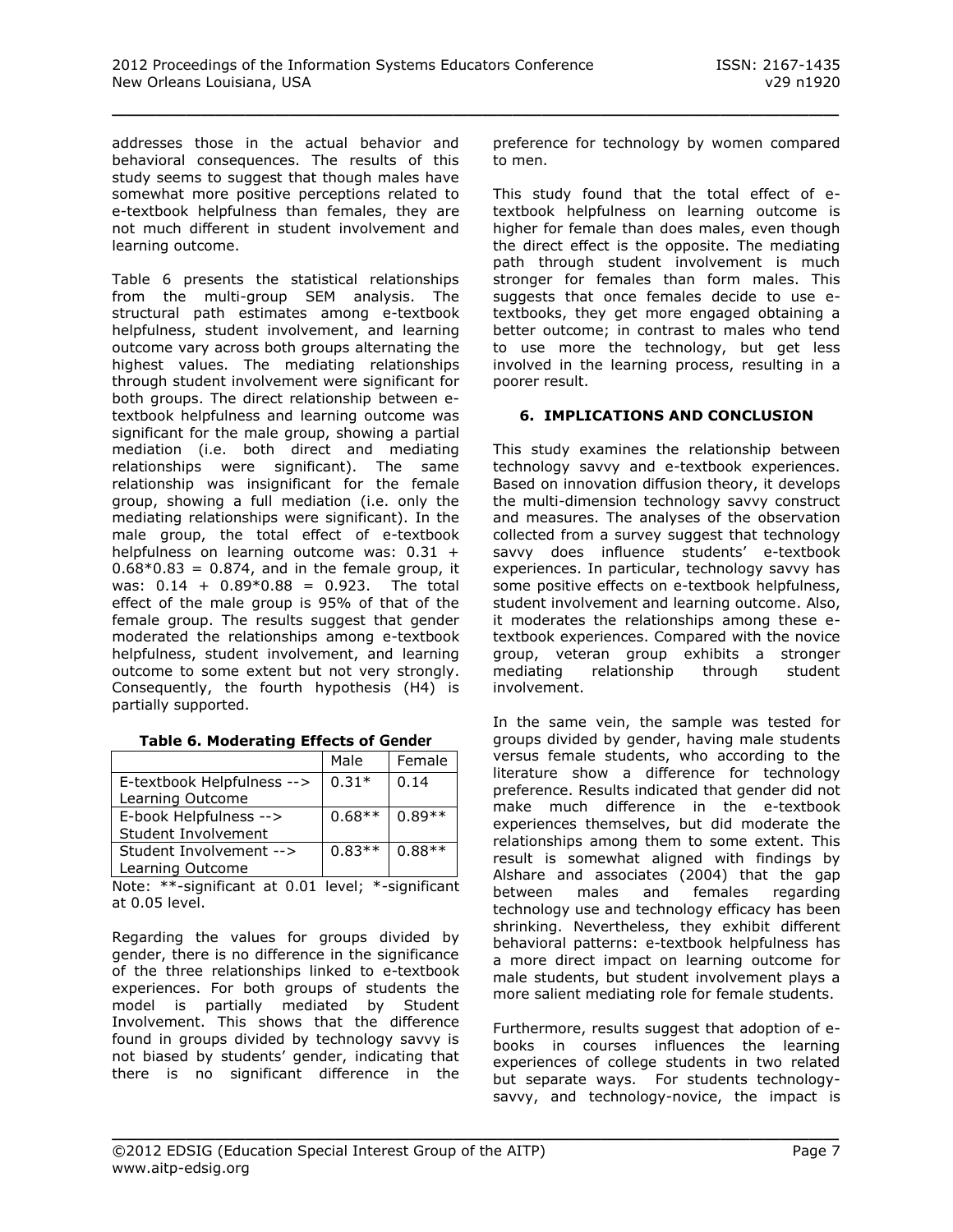addresses those in the actual behavior and behavioral consequences. The results of this study seems to suggest that though males have somewhat more positive perceptions related to e-textbook helpfulness than females, they are not much different in student involvement and learning outcome.

Table 6 presents the statistical relationships from the multi-group SEM analysis. The structural path estimates among e-textbook helpfulness, student involvement, and learning outcome vary across both groups alternating the highest values. The mediating relationships through student involvement were significant for both groups. The direct relationship between e-textbook helpfulness and learning outcome was significant for the male group, showing a partial mediation (i.e. both direct and mediating relationships were significant). The same relationship was insignificant for the female group, showing a full mediation (i.e. only the mediating relationships were significant). In the male group, the total effect of e-textbook helpfulness on learning outcome was: $0.31 + 0.68*0.83 = 0.874$, and in the female group, it was: $0.14 + 0.89*0.88 = 0.923$. The total effect of the male group is 95% of that of the female group. The results suggest that gender moderated the relationships among e-textbook helpfulness, student involvement, and learning outcome to some extent but not very strongly. Consequently, the fourth hypothesis (H4) is partially supported.

**Table 6. Moderating Effects of Gender**

| | Male | Female |
|---|---|---|
| E-textbook Helpfulness --> Learning Outcome | 0.31* | 0.14 |
| E-book Helpfulness --> Student Involvement | 0.68** | 0.89** |
| Student Involvement --> Learning Outcome | 0.83** | 0.88** |

Note: **-significant at 0.01 level; *-significant at 0.05 level.

Regarding the values for groups divided by gender, there is no difference in the significance of the three relationships linked to e-textbook experiences. For both groups of students the model is partially mediated by Student Involvement. This shows that the difference found in groups divided by technology savvy is not biased by students' gender, indicating that there is no significant difference in the preference for technology by women compared to men.

This study found that the total effect of e-textbook helpfulness on learning outcome is higher for female than does males, even though the direct effect is the opposite. The mediating path through student involvement is much stronger for females than form males. This suggests that once females decide to use e-textbooks, they get more engaged obtaining a better outcome; in contrast to males who tend to use more the technology, but get less involved in the learning process, resulting in a poorer result.

## 6. IMPLICATIONS AND CONCLUSION

This study examines the relationship between technology savvy and e-textbook experiences. Based on innovation diffusion theory, it develops the multi-dimension technology savvy construct and measures. The analyses of the observation collected from a survey suggest that technology savvy does influence students' e-textbook experiences. In particular, technology savvy has some positive effects on e-textbook helpfulness, student involvement and learning outcome. Also, it moderates the relationships among these e-textbook experiences. Compared with the novice group, veteran group exhibits a stronger mediating relationship through student involvement.

In the same vein, the sample was tested for groups divided by gender, having male students versus female students, who according to the literature show a difference for technology preference. Results indicated that gender did not make much difference in the e-textbook experiences themselves, but did moderate the relationships among them to some extent. This result is somewhat aligned with findings by Alshare and associates (2004) that the gap between males and females regarding technology use and technology efficacy has been shrinking. Nevertheless, they exhibit different behavioral patterns: e-textbook helpfulness has a more direct impact on learning outcome for male students, but student involvement plays a more salient mediating role for female students.

Furthermore, results suggest that adoption of e-books in courses influences the learning experiences of college students in two related but separate ways. For students technology-savvy, and technology-novice, the impact is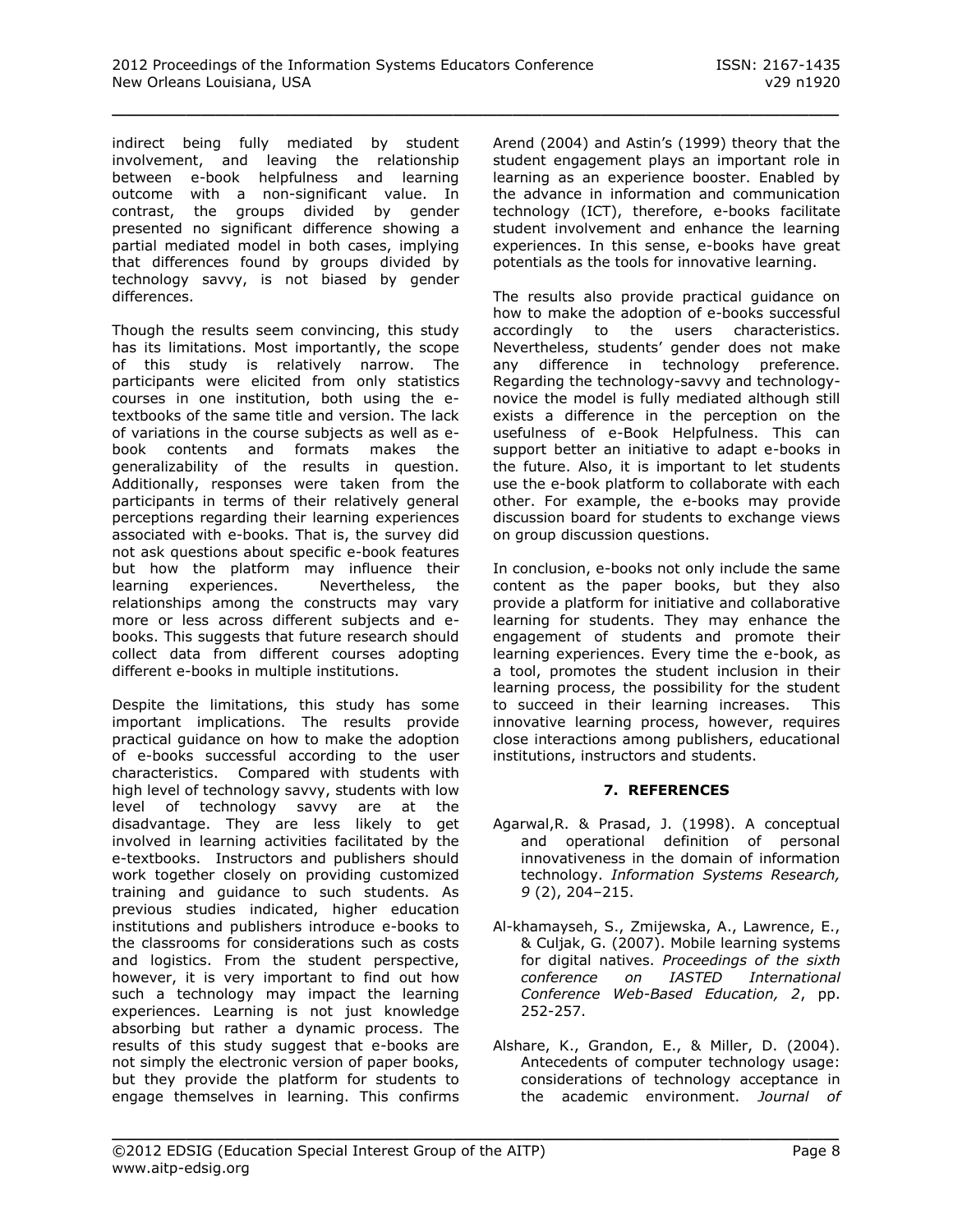indirect being fully mediated by student involvement, and leaving the relationship between e-book helpfulness and learning outcome with a non-significant value. In contrast, the groups divided by gender presented no significant difference showing a partial mediated model in both cases, implying that differences found by groups divided by technology savvy, is not biased by gender differences.

Though the results seem convincing, this study has its limitations. Most importantly, the scope of this study is relatively narrow. The participants were elicited from only statistics courses in one institution, both using the e-textbooks of the same title and version. The lack of variations in the course subjects as well as e-book contents and formats makes the generalizability of the results in question. Additionally, responses were taken from the participants in terms of their relatively general perceptions regarding their learning experiences associated with e-books. That is, the survey did not ask questions about specific e-book features but how the platform may influence their learning experiences. Nevertheless, the relationships among the constructs may vary more or less across different subjects and e-books. This suggests that future research should collect data from different courses adopting different e-books in multiple institutions.

Despite the limitations, this study has some important implications. The results provide practical guidance on how to make the adoption of e-books successful according to the user characteristics. Compared with students with high level of technology savvy, students with low level of technology savvy are at the disadvantage. They are less likely to get involved in learning activities facilitated by the e-textbooks. Instructors and publishers should work together closely on providing customized training and guidance to such students. As previous studies indicated, higher education institutions and publishers introduce e-books to the classrooms for considerations such as costs and logistics. From the student perspective, however, it is very important to find out how such a technology may impact the learning experiences. Learning is not just knowledge absorbing but rather a dynamic process. The results of this study suggest that e-books are not simply the electronic version of paper books, but they provide the platform for students to engage themselves in learning. This confirms Arend (2004) and Astin's (1999) theory that the student engagement plays an important role in learning as an experience booster. Enabled by the advance in information and communication technology (ICT), therefore, e-books facilitate student involvement and enhance the learning experiences. In this sense, e-books have great potentials as the tools for innovative learning.

The results also provide practical guidance on how to make the adoption of e-books successful accordingly to the users characteristics. Nevertheless, students' gender does not make any difference in technology preference. Regarding the technology-savvy and technology-novice the model is fully mediated although still exists a difference in the perception on the usefulness of e-Book Helpfulness. This can support better an initiative to adapt e-books in the future. Also, it is important to let students use the e-book platform to collaborate with each other. For example, the e-books may provide discussion board for students to exchange views on group discussion questions.

In conclusion, e-books not only include the same content as the paper books, but they also provide a platform for initiative and collaborative learning for students. They may enhance the engagement of students and promote their learning experiences. Every time the e-book, as a tool, promotes the student inclusion in their learning process, the possibility for the student to succeed in their learning increases. This innovative learning process, however, requires close interactions among publishers, educational institutions, instructors and students.

## 7. REFERENCES

Agarwal,R. & Prasad, J. (1998). A conceptual and operational definition of personal innovativeness in the domain of information technology. *Information Systems Research, 9* (2), 204–215.

Al-khamayseh, S., Zmijewska, A., Lawrence, E., & Culjak, G. (2007). Mobile learning systems for digital natives. *Proceedings of the sixth conference on IASTED International Conference Web-Based Education, 2*, pp. 252-257.

Alshare, K., Grandon, E., & Miller, D. (2004). Antecedents of computer technology usage: considerations of technology acceptance in the academic environment. *Journal of*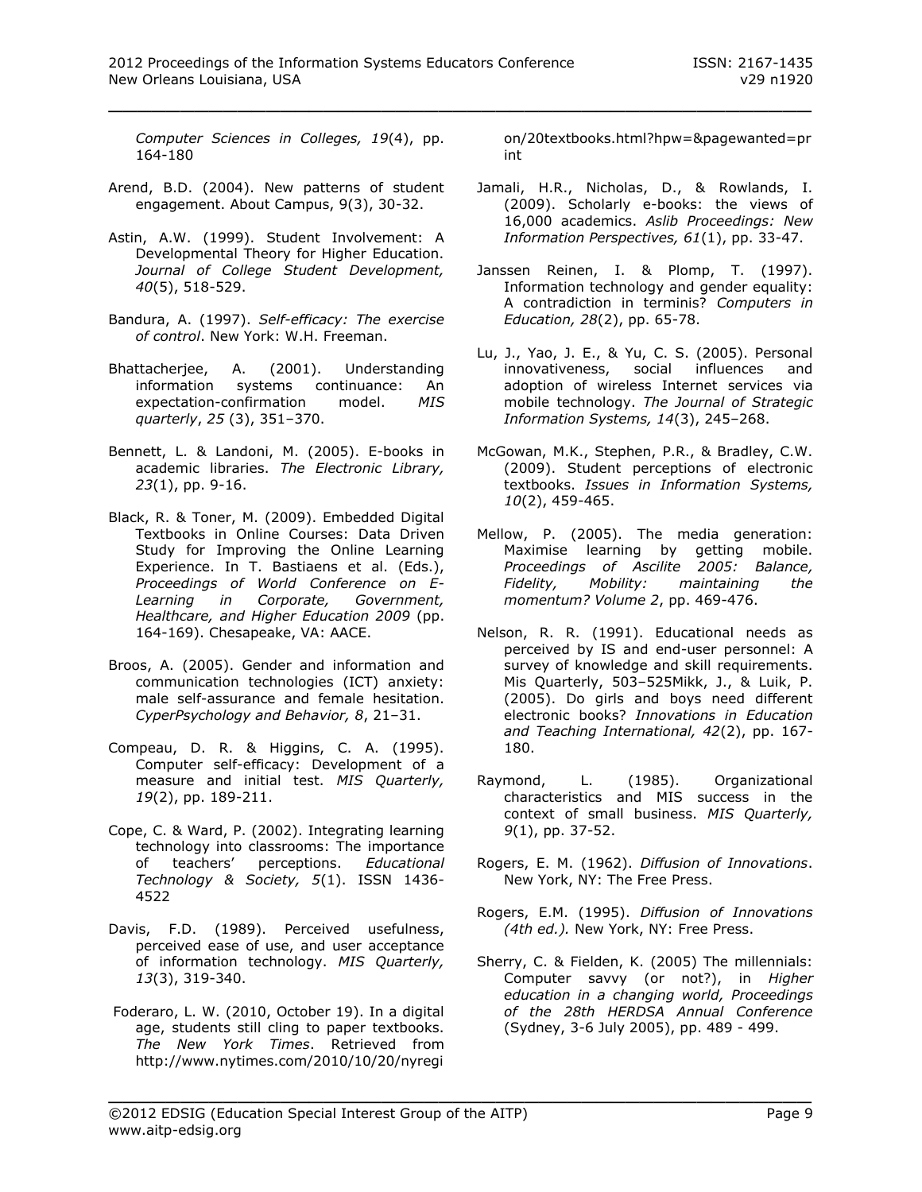*Computer Sciences in Colleges, 19*(4), pp. 164-180

Arend, B.D. (2004). New patterns of student engagement. About Campus, 9(3), 30-32.

Astin, A.W. (1999). Student Involvement: A Developmental Theory for Higher Education. *Journal of College Student Development, 40*(5), 518-529.

Bandura, A. (1997). *Self-efficacy: The exercise of control*. New York: W.H. Freeman.

Bhattacherjee, A. (2001). Understanding information systems continuance: An expectation-confirmation model. *MIS quarterly*, *25* (3), 351–370.

Bennett, L. & Landoni, M. (2005). E-books in academic libraries. *The Electronic Library, 23*(1), pp. 9-16.

Black, R. & Toner, M. (2009). Embedded Digital Textbooks in Online Courses: Data Driven Study for Improving the Online Learning Experience. In T. Bastiaens et al. (Eds.), *Proceedings of World Conference on E-Learning in Corporate, Government, Healthcare, and Higher Education 2009* (pp. 164-169). Chesapeake, VA: AACE.

Broos, A. (2005). Gender and information and communication technologies (ICT) anxiety: male self-assurance and female hesitation. *CyperPsychology and Behavior, 8*, 21–31.

Compeau, D. R. & Higgins, C. A. (1995). Computer self-efficacy: Development of a measure and initial test. *MIS Quarterly, 19*(2), pp. 189-211.

Cope, C. & Ward, P. (2002). Integrating learning technology into classrooms: The importance of teachers' perceptions. *Educational Technology & Society, 5*(1). ISSN 1436-4522

Davis, F.D. (1989). Perceived usefulness, perceived ease of use, and user acceptance of information technology. *MIS Quarterly, 13*(3), 319-340.

Foderaro, L. W. (2010, October 19). In a digital age, students still cling to paper textbooks. *The New York Times*. Retrieved from http://www.nytimes.com/2010/10/20/nyregion/20textbooks.html?hpw=&pagewanted=print

Jamali, H.R., Nicholas, D., & Rowlands, I. (2009). Scholarly e-books: the views of 16,000 academics. *Aslib Proceedings: New Information Perspectives, 61*(1), pp. 33-47.

Janssen Reinen, I. & Plomp, T. (1997). Information technology and gender equality: A contradiction in terminis? *Computers in Education, 28*(2), pp. 65-78.

Lu, J., Yao, J. E., & Yu, C. S. (2005). Personal innovativeness, social influences and adoption of wireless Internet services via mobile technology. *The Journal of Strategic Information Systems, 14*(3), 245–268.

McGowan, M.K., Stephen, P.R., & Bradley, C.W. (2009). Student perceptions of electronic textbooks. *Issues in Information Systems, 10*(2), 459-465.

Mellow, P. (2005). The media generation: Maximise learning by getting mobile. *Proceedings of Ascilite 2005: Balance, Fidelity, Mobility: maintaining the momentum? Volume 2*, pp. 469-476.

Nelson, R. R. (1991). Educational needs as perceived by IS and end-user personnel: A survey of knowledge and skill requirements. Mis Quarterly, 503–525Mikk, J., & Luik, P. (2005). Do girls and boys need different electronic books? *Innovations in Education and Teaching International, 42*(2), pp. 167-180.

Raymond, L. (1985). Organizational characteristics and MIS success in the context of small business. *MIS Quarterly, 9*(1), pp. 37-52.

Rogers, E. M. (1962). *Diffusion of Innovations*. New York, NY: The Free Press.

Rogers, E.M. (1995). *Diffusion of Innovations (4th ed.).* New York, NY: Free Press.

Sherry, C. & Fielden, K. (2005) The millennials: Computer savvy (or not?), in *Higher education in a changing world, Proceedings of the 28th HERDSA Annual Conference* (Sydney, 3-6 July 2005), pp. 489 - 499.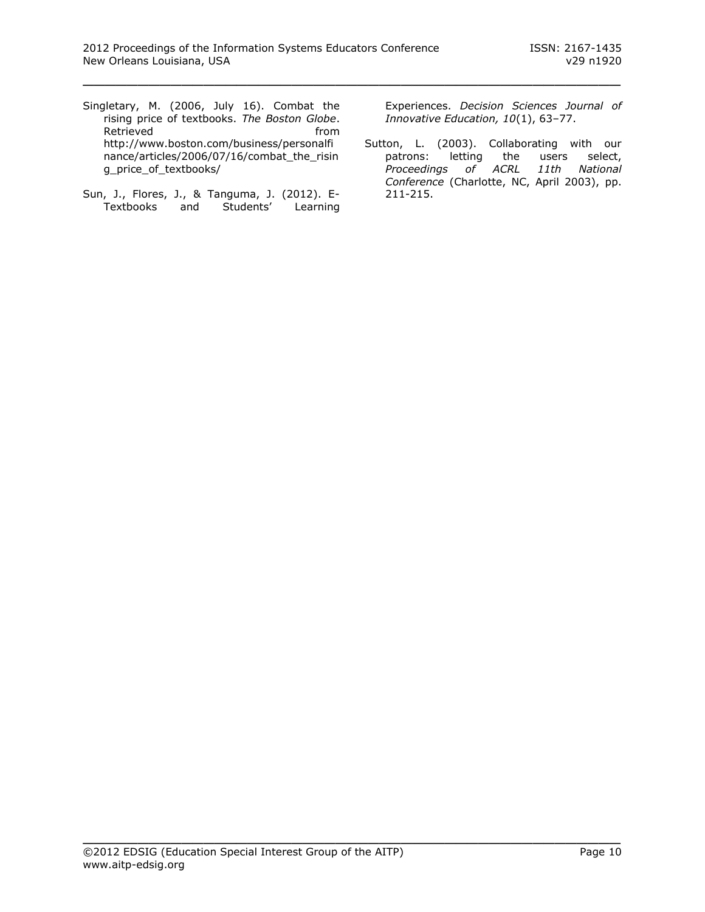Singletary, M. (2006, July 16). Combat the rising price of textbooks. *The Boston Globe*. Retrieved from http://www.boston.com/business/personalfinance/articles/2006/07/16/combat_the_rising_price_of_textbooks/

Sun, J., Flores, J., & Tanguma, J. (2012). E-Textbooks and Students' Learning Experiences. *Decision Sciences Journal of Innovative Education, 10*(1), 63–77.

Sutton, L. (2003). Collaborating with our patrons: letting the users select, *Proceedings of ACRL 11th National Conference* (Charlotte, NC, April 2003), pp. 211-215.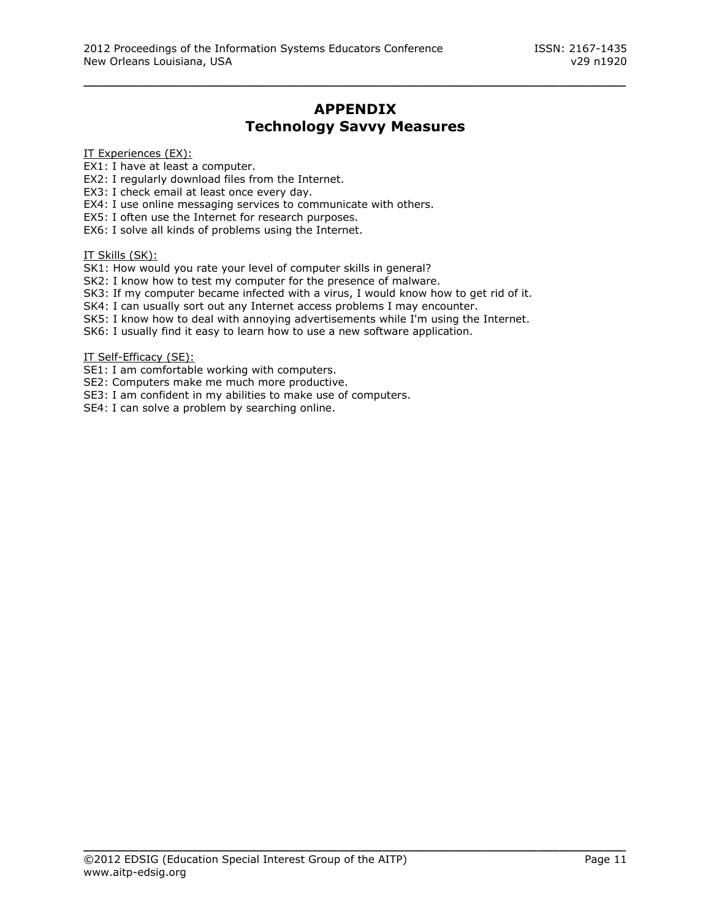# APPENDIX
# Technology Savvy Measures

IT Experiences (EX):

EX1: I have at least a computer.
EX2: I regularly download files from the Internet.
EX3: I check email at least once every day.
EX4: I use online messaging services to communicate with others.
EX5: I often use the Internet for research purposes.
EX6: I solve all kinds of problems using the Internet.

IT Skills (SK):

SK1: How would you rate your level of computer skills in general?
SK2: I know how to test my computer for the presence of malware.
SK3: If my computer became infected with a virus, I would know how to get rid of it.
SK4: I can usually sort out any Internet access problems I may encounter.
SK5: I know how to deal with annoying advertisements while I'm using the Internet.
SK6: I usually find it easy to learn how to use a new software application.

IT Self-Efficacy (SE):

SE1: I am comfortable working with computers.
SE2: Computers make me much more productive.
SE3: I am confident in my abilities to make use of computers.
SE4: I can solve a problem by searching online.